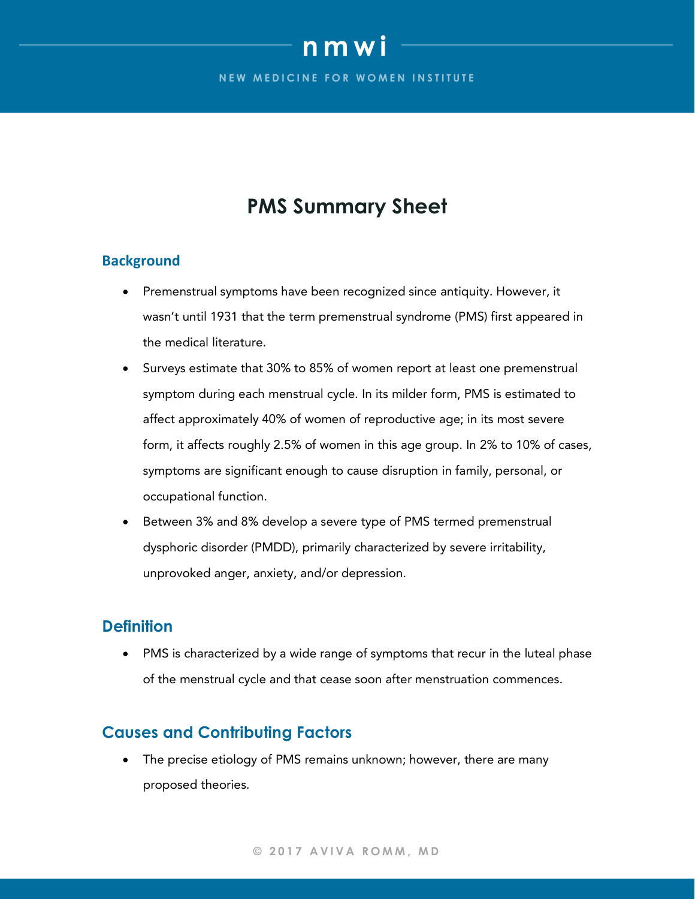# PMS Summary Sheet

## Background

- Premenstrual symptoms have been recognized since antiquity. However, it wasn't until 1931 that the term premenstrual syndrome (PMS) first appeared in the medical literature.
- Surveys estimate that 30% to 85% of women report at least one premenstrual symptom during each menstrual cycle. In its milder form, PMS is estimated to affect approximately 40% of women of reproductive age; in its most severe form, it affects roughly 2.5% of women in this age group. In 2% to 10% of cases, symptoms are significant enough to cause disruption in family, personal, or occupational function.
- Between 3% and 8% develop a severe type of PMS termed premenstrual dysphoric disorder (PMDD), primarily characterized by severe irritability, unprovoked anger, anxiety, and/or depression.

## Definition

- PMS is characterized by a wide range of symptoms that recur in the luteal phase of the menstrual cycle and that cease soon after menstruation commences.

## Causes and Contributing Factors

- The precise etiology of PMS remains unknown; however, there are many proposed theories.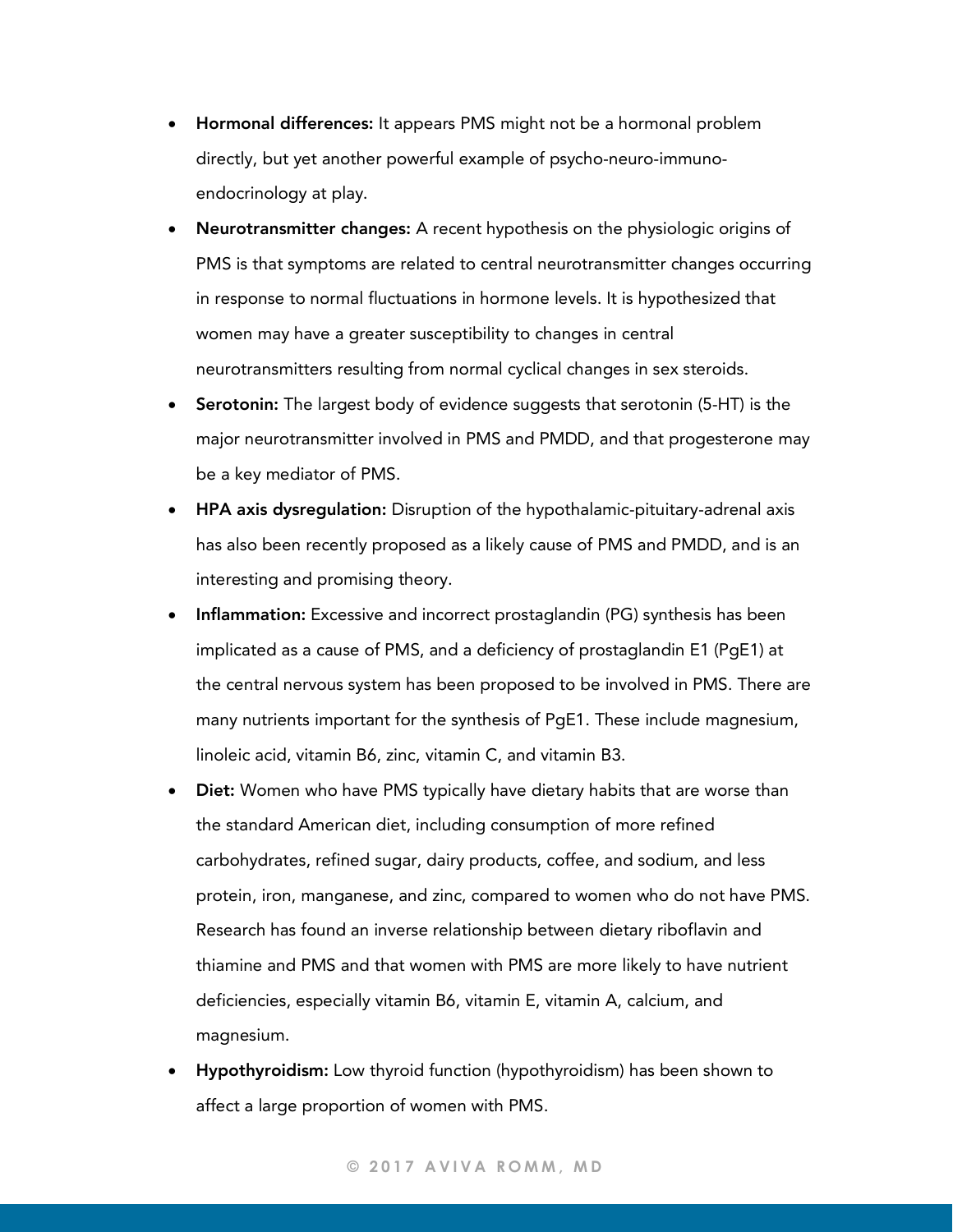- **Hormonal differences:** It appears PMS might not be a hormonal problem directly, but yet another powerful example of psycho-neuro-immuno-endocrinology at play.
- **Neurotransmitter changes:** A recent hypothesis on the physiologic origins of PMS is that symptoms are related to central neurotransmitter changes occurring in response to normal fluctuations in hormone levels. It is hypothesized that women may have a greater susceptibility to changes in central neurotransmitters resulting from normal cyclical changes in sex steroids.
- **Serotonin:** The largest body of evidence suggests that serotonin (5-HT) is the major neurotransmitter involved in PMS and PMDD, and that progesterone may be a key mediator of PMS.
- **HPA axis dysregulation:** Disruption of the hypothalamic-pituitary-adrenal axis has also been recently proposed as a likely cause of PMS and PMDD, and is an interesting and promising theory.
- **Inflammation:** Excessive and incorrect prostaglandin (PG) synthesis has been implicated as a cause of PMS, and a deficiency of prostaglandin E1 (PgE1) at the central nervous system has been proposed to be involved in PMS. There are many nutrients important for the synthesis of PgE1. These include magnesium, linoleic acid, vitamin B6, zinc, vitamin C, and vitamin B3.
- **Diet:** Women who have PMS typically have dietary habits that are worse than the standard American diet, including consumption of more refined carbohydrates, refined sugar, dairy products, coffee, and sodium, and less protein, iron, manganese, and zinc, compared to women who do not have PMS. Research has found an inverse relationship between dietary riboflavin and thiamine and PMS and that women with PMS are more likely to have nutrient deficiencies, especially vitamin B6, vitamin E, vitamin A, calcium, and magnesium.
- **Hypothyroidism:** Low thyroid function (hypothyroidism) has been shown to affect a large proportion of women with PMS.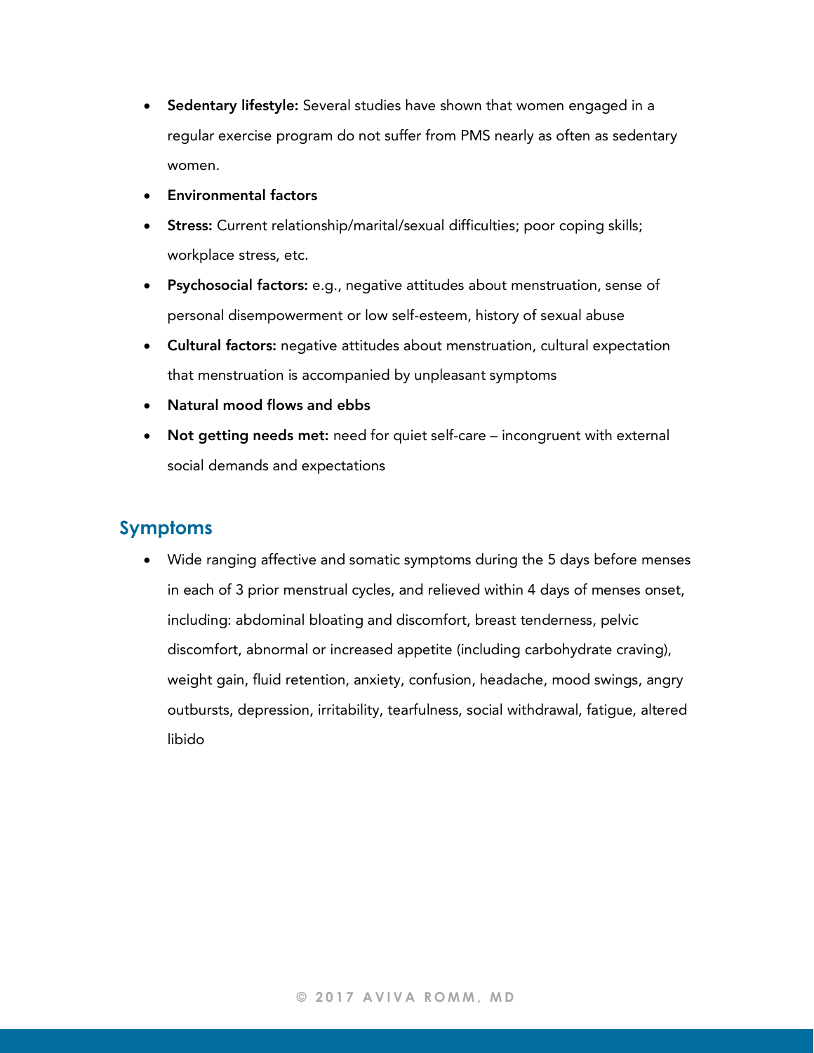- **Sedentary lifestyle:** Several studies have shown that women engaged in a regular exercise program do not suffer from PMS nearly as often as sedentary women.
- **Environmental factors**
- **Stress:** Current relationship/marital/sexual difficulties; poor coping skills; workplace stress, etc.
- **Psychosocial factors:** e.g., negative attitudes about menstruation, sense of personal disempowerment or low self-esteem, history of sexual abuse
- **Cultural factors:** negative attitudes about menstruation, cultural expectation that menstruation is accompanied by unpleasant symptoms
- **Natural mood flows and ebbs**
- **Not getting needs met:** need for quiet self-care – incongruent with external social demands and expectations

## Symptoms

- Wide ranging affective and somatic symptoms during the 5 days before menses in each of 3 prior menstrual cycles, and relieved within 4 days of menses onset, including: abdominal bloating and discomfort, breast tenderness, pelvic discomfort, abnormal or increased appetite (including carbohydrate craving), weight gain, fluid retention, anxiety, confusion, headache, mood swings, angry outbursts, depression, irritability, tearfulness, social withdrawal, fatigue, altered libido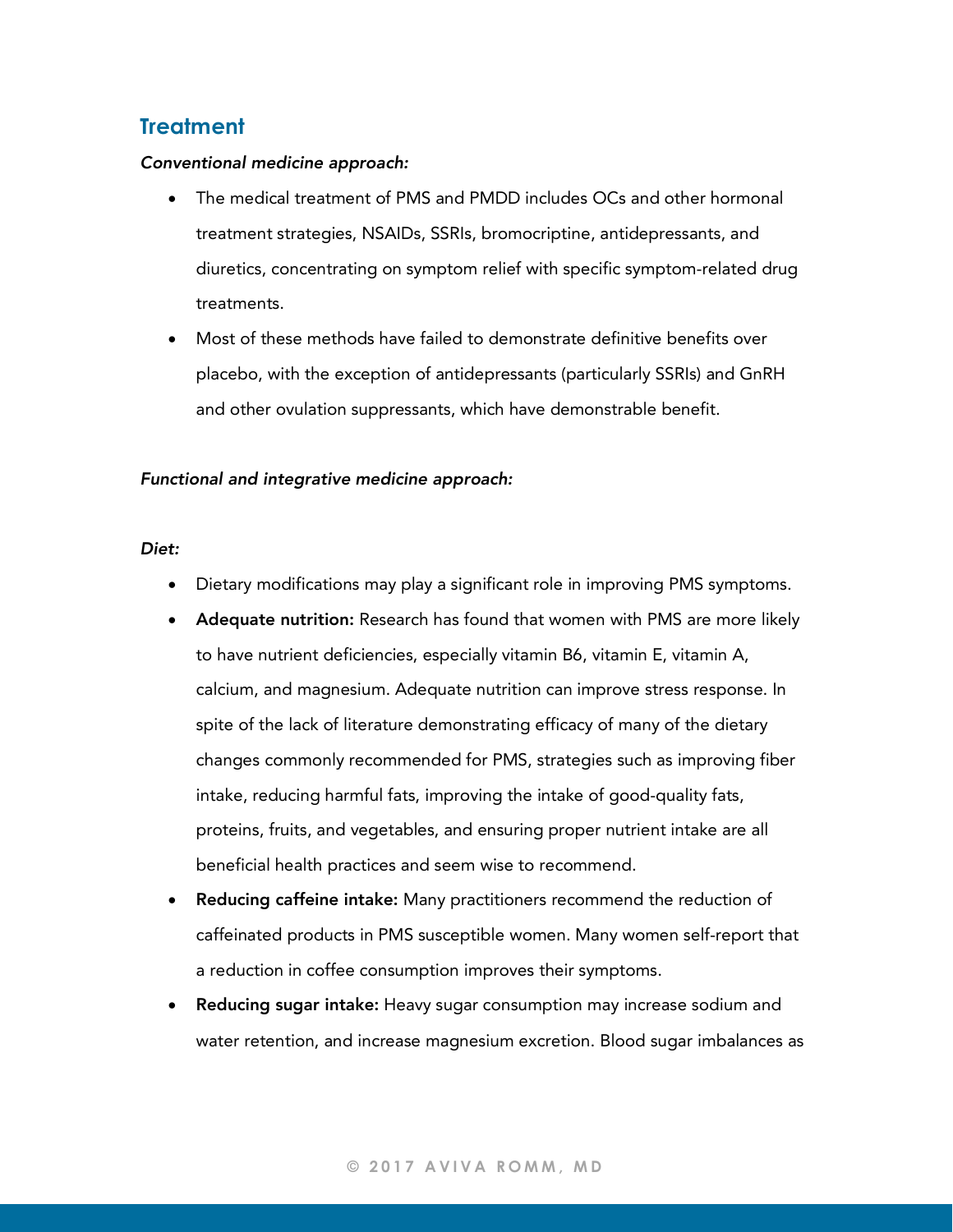## Treatment

***Conventional medicine approach:***

- The medical treatment of PMS and PMDD includes OCs and other hormonal treatment strategies, NSAIDs, SSRIs, bromocriptine, antidepressants, and diuretics, concentrating on symptom relief with specific symptom-related drug treatments.
- Most of these methods have failed to demonstrate definitive benefits over placebo, with the exception of antidepressants (particularly SSRIs) and GnRH and other ovulation suppressants, which have demonstrable benefit.

***Functional and integrative medicine approach:***

***Diet:***

- Dietary modifications may play a significant role in improving PMS symptoms.
- **Adequate nutrition:** Research has found that women with PMS are more likely to have nutrient deficiencies, especially vitamin B6, vitamin E, vitamin A, calcium, and magnesium. Adequate nutrition can improve stress response. In spite of the lack of literature demonstrating efficacy of many of the dietary changes commonly recommended for PMS, strategies such as improving fiber intake, reducing harmful fats, improving the intake of good-quality fats, proteins, fruits, and vegetables, and ensuring proper nutrient intake are all beneficial health practices and seem wise to recommend.
- **Reducing caffeine intake:** Many practitioners recommend the reduction of caffeinated products in PMS susceptible women. Many women self-report that a reduction in coffee consumption improves their symptoms.
- **Reducing sugar intake:** Heavy sugar consumption may increase sodium and water retention, and increase magnesium excretion. Blood sugar imbalances as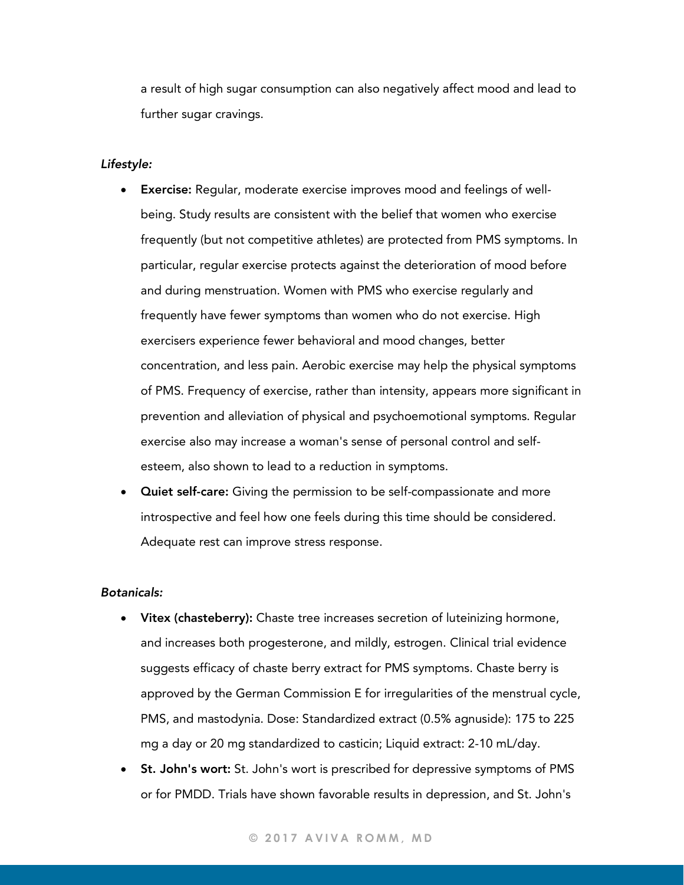a result of high sugar consumption can also negatively affect mood and lead to further sugar cravings.

*Lifestyle:*

- **Exercise:** Regular, moderate exercise improves mood and feelings of well-being. Study results are consistent with the belief that women who exercise frequently (but not competitive athletes) are protected from PMS symptoms. In particular, regular exercise protects against the deterioration of mood before and during menstruation. Women with PMS who exercise regularly and frequently have fewer symptoms than women who do not exercise. High exercisers experience fewer behavioral and mood changes, better concentration, and less pain. Aerobic exercise may help the physical symptoms of PMS. Frequency of exercise, rather than intensity, appears more significant in prevention and alleviation of physical and psychoemotional symptoms. Regular exercise also may increase a woman's sense of personal control and self-esteem, also shown to lead to a reduction in symptoms.
- **Quiet self-care:** Giving the permission to be self-compassionate and more introspective and feel how one feels during this time should be considered. Adequate rest can improve stress response.

*Botanicals:*

- **Vitex (chasteberry):** Chaste tree increases secretion of luteinizing hormone, and increases both progesterone, and mildly, estrogen. Clinical trial evidence suggests efficacy of chaste berry extract for PMS symptoms. Chaste berry is approved by the German Commission E for irregularities of the menstrual cycle, PMS, and mastodynia. Dose: Standardized extract (0.5% agnuside): 175 to 225 mg a day or 20 mg standardized to casticin; Liquid extract: 2-10 mL/day.
- **St. John's wort:** St. John's wort is prescribed for depressive symptoms of PMS or for PMDD. Trials have shown favorable results in depression, and St. John's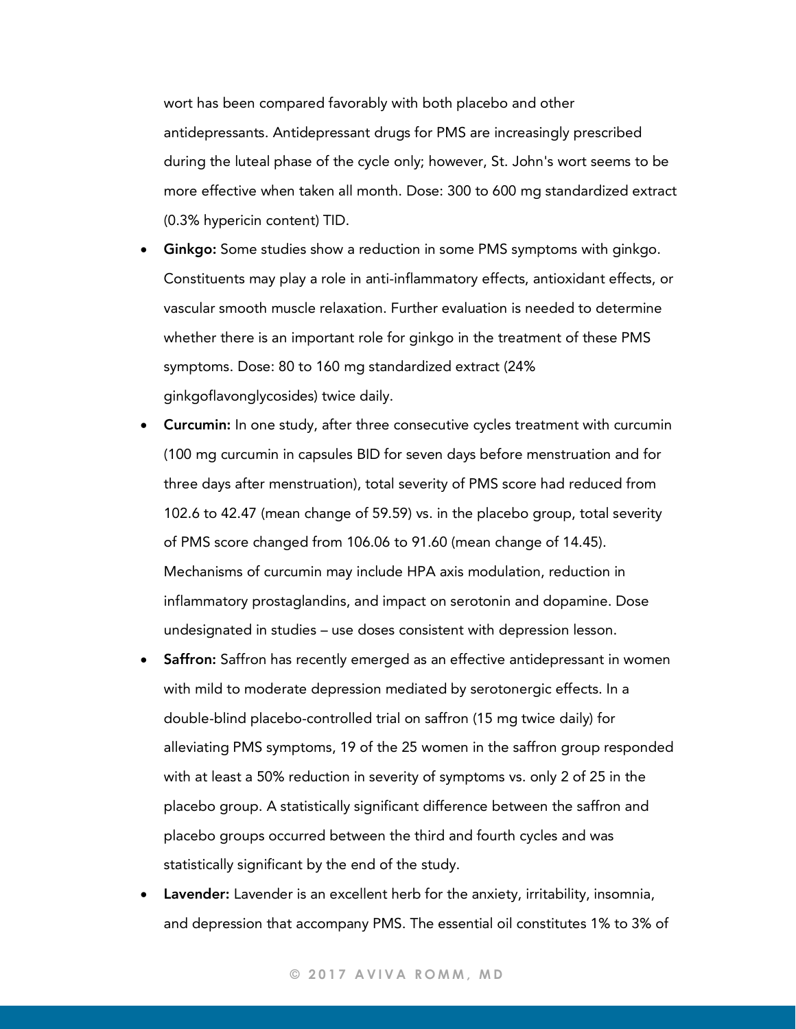wort has been compared favorably with both placebo and other antidepressants. Antidepressant drugs for PMS are increasingly prescribed during the luteal phase of the cycle only; however, St. John's wort seems to be more effective when taken all month. Dose: 300 to 600 mg standardized extract (0.3% hypericin content) TID.

- **Ginkgo:** Some studies show a reduction in some PMS symptoms with ginkgo. Constituents may play a role in anti-inflammatory effects, antioxidant effects, or vascular smooth muscle relaxation. Further evaluation is needed to determine whether there is an important role for ginkgo in the treatment of these PMS symptoms. Dose: 80 to 160 mg standardized extract (24% ginkgoflavonglycosides) twice daily.
- **Curcumin:** In one study, after three consecutive cycles treatment with curcumin (100 mg curcumin in capsules BID for seven days before menstruation and for three days after menstruation), total severity of PMS score had reduced from 102.6 to 42.47 (mean change of 59.59) vs. in the placebo group, total severity of PMS score changed from 106.06 to 91.60 (mean change of 14.45). Mechanisms of curcumin may include HPA axis modulation, reduction in inflammatory prostaglandins, and impact on serotonin and dopamine. Dose undesignated in studies – use doses consistent with depression lesson.
- **Saffron:** Saffron has recently emerged as an effective antidepressant in women with mild to moderate depression mediated by serotonergic effects. In a double-blind placebo-controlled trial on saffron (15 mg twice daily) for alleviating PMS symptoms, 19 of the 25 women in the saffron group responded with at least a 50% reduction in severity of symptoms vs. only 2 of 25 in the placebo group. A statistically significant difference between the saffron and placebo groups occurred between the third and fourth cycles and was statistically significant by the end of the study.
- **Lavender:** Lavender is an excellent herb for the anxiety, irritability, insomnia, and depression that accompany PMS. The essential oil constitutes 1% to 3% of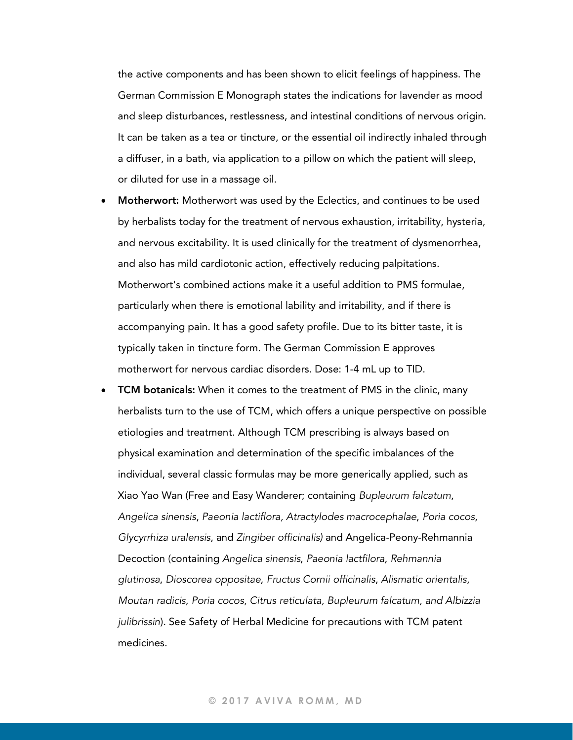the active components and has been shown to elicit feelings of happiness. The German Commission E Monograph states the indications for lavender as mood and sleep disturbances, restlessness, and intestinal conditions of nervous origin. It can be taken as a tea or tincture, or the essential oil indirectly inhaled through a diffuser, in a bath, via application to a pillow on which the patient will sleep, or diluted for use in a massage oil.

- **Motherwort:** Motherwort was used by the Eclectics, and continues to be used by herbalists today for the treatment of nervous exhaustion, irritability, hysteria, and nervous excitability. It is used clinically for the treatment of dysmenorrhea, and also has mild cardiotonic action, effectively reducing palpitations. Motherwort's combined actions make it a useful addition to PMS formulae, particularly when there is emotional lability and irritability, and if there is accompanying pain. It has a good safety profile. Due to its bitter taste, it is typically taken in tincture form. The German Commission E approves motherwort for nervous cardiac disorders. Dose: 1-4 mL up to TID.
- **TCM botanicals:** When it comes to the treatment of PMS in the clinic, many herbalists turn to the use of TCM, which offers a unique perspective on possible etiologies and treatment. Although TCM prescribing is always based on physical examination and determination of the specific imbalances of the individual, several classic formulas may be more generically applied, such as Xiao Yao Wan (Free and Easy Wanderer; containing *Bupleurum falcatum*, *Angelica sinensis*, *Paeonia lactiflora, Atractylodes macrocephalae*, *Poria cocos*, *Glycyrrhiza uralensis*, and *Zingiber officinalis)* and Angelica-Peony-Rehmannia Decoction (containing *Angelica sinensis*, *Paeonia lactfilora*, *Rehmannia glutinosa*, *Dioscorea oppositae*, *Fructus Cornii officinalis*, *Alismatic orientalis*, *Moutan radicis*, *Poria cocos, Citrus reticulata, Bupleurum falcatum, and Albizzia julibrissin*). See Safety of Herbal Medicine for precautions with TCM patent medicines.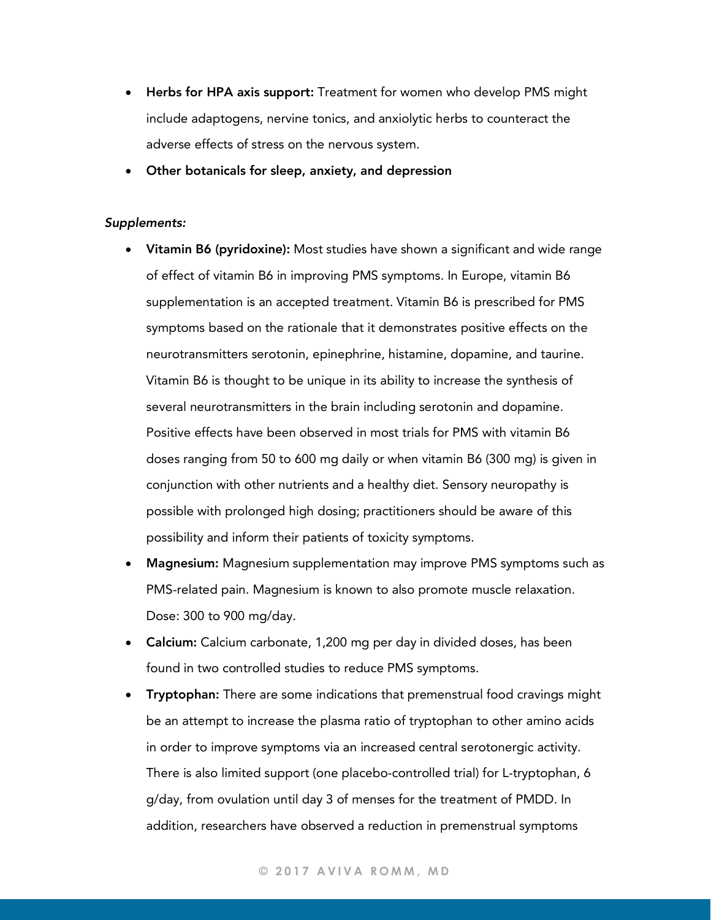- **Herbs for HPA axis support:** Treatment for women who develop PMS might include adaptogens, nervine tonics, and anxiolytic herbs to counteract the adverse effects of stress on the nervous system.
- **Other botanicals for sleep, anxiety, and depression**

*Supplements:*

- **Vitamin B6 (pyridoxine):** Most studies have shown a significant and wide range of effect of vitamin B6 in improving PMS symptoms. In Europe, vitamin B6 supplementation is an accepted treatment. Vitamin B6 is prescribed for PMS symptoms based on the rationale that it demonstrates positive effects on the neurotransmitters serotonin, epinephrine, histamine, dopamine, and taurine. Vitamin B6 is thought to be unique in its ability to increase the synthesis of several neurotransmitters in the brain including serotonin and dopamine. Positive effects have been observed in most trials for PMS with vitamin B6 doses ranging from 50 to 600 mg daily or when vitamin B6 (300 mg) is given in conjunction with other nutrients and a healthy diet. Sensory neuropathy is possible with prolonged high dosing; practitioners should be aware of this possibility and inform their patients of toxicity symptoms.
- **Magnesium:** Magnesium supplementation may improve PMS symptoms such as PMS-related pain. Magnesium is known to also promote muscle relaxation. Dose: 300 to 900 mg/day.
- **Calcium:** Calcium carbonate, 1,200 mg per day in divided doses, has been found in two controlled studies to reduce PMS symptoms.
- **Tryptophan:** There are some indications that premenstrual food cravings might be an attempt to increase the plasma ratio of tryptophan to other amino acids in order to improve symptoms via an increased central serotonergic activity. There is also limited support (one placebo-controlled trial) for L-tryptophan, 6 g/day, from ovulation until day 3 of menses for the treatment of PMDD. In addition, researchers have observed a reduction in premenstrual symptoms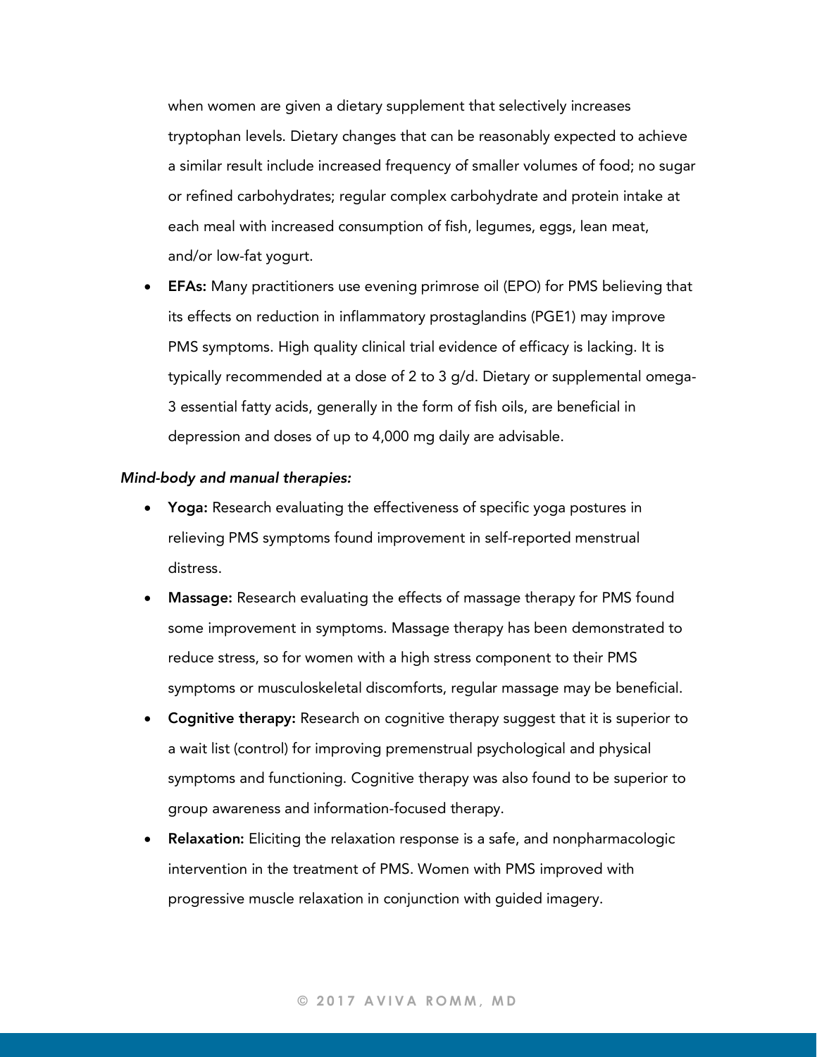when women are given a dietary supplement that selectively increases tryptophan levels. Dietary changes that can be reasonably expected to achieve a similar result include increased frequency of smaller volumes of food; no sugar or refined carbohydrates; regular complex carbohydrate and protein intake at each meal with increased consumption of fish, legumes, eggs, lean meat, and/or low-fat yogurt.

- **EFAs:** Many practitioners use evening primrose oil (EPO) for PMS believing that its effects on reduction in inflammatory prostaglandins (PGE1) may improve PMS symptoms. High quality clinical trial evidence of efficacy is lacking. It is typically recommended at a dose of 2 to 3 g/d. Dietary or supplemental omega-3 essential fatty acids, generally in the form of fish oils, are beneficial in depression and doses of up to 4,000 mg daily are advisable.

*Mind-body and manual therapies:*

- **Yoga:** Research evaluating the effectiveness of specific yoga postures in relieving PMS symptoms found improvement in self-reported menstrual distress.
- **Massage:** Research evaluating the effects of massage therapy for PMS found some improvement in symptoms. Massage therapy has been demonstrated to reduce stress, so for women with a high stress component to their PMS symptoms or musculoskeletal discomforts, regular massage may be beneficial.
- **Cognitive therapy:** Research on cognitive therapy suggest that it is superior to a wait list (control) for improving premenstrual psychological and physical symptoms and functioning. Cognitive therapy was also found to be superior to group awareness and information-focused therapy.
- **Relaxation:** Eliciting the relaxation response is a safe, and nonpharmacologic intervention in the treatment of PMS. Women with PMS improved with progressive muscle relaxation in conjunction with guided imagery.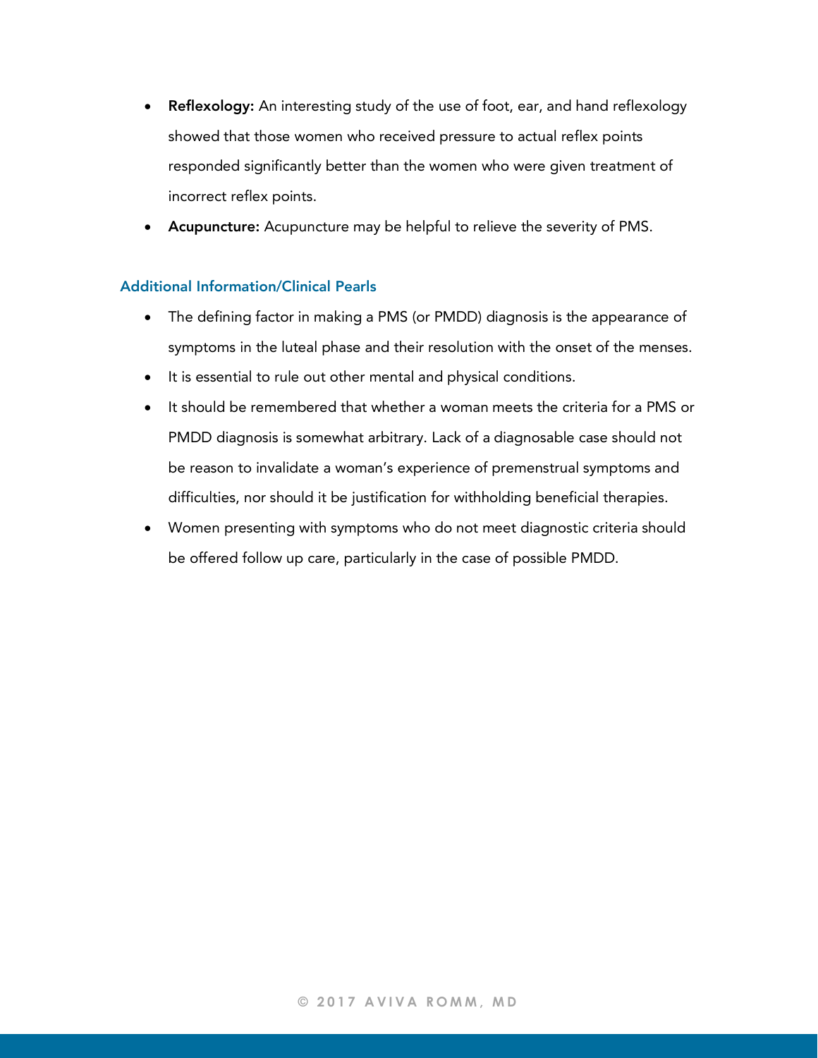- **Reflexology:** An interesting study of the use of foot, ear, and hand reflexology showed that those women who received pressure to actual reflex points responded significantly better than the women who were given treatment of incorrect reflex points.
- **Acupuncture:** Acupuncture may be helpful to relieve the severity of PMS.

## Additional Information/Clinical Pearls

- The defining factor in making a PMS (or PMDD) diagnosis is the appearance of symptoms in the luteal phase and their resolution with the onset of the menses.
- It is essential to rule out other mental and physical conditions.
- It should be remembered that whether a woman meets the criteria for a PMS or PMDD diagnosis is somewhat arbitrary. Lack of a diagnosable case should not be reason to invalidate a woman's experience of premenstrual symptoms and difficulties, nor should it be justification for withholding beneficial therapies.
- Women presenting with symptoms who do not meet diagnostic criteria should be offered follow up care, particularly in the case of possible PMDD.